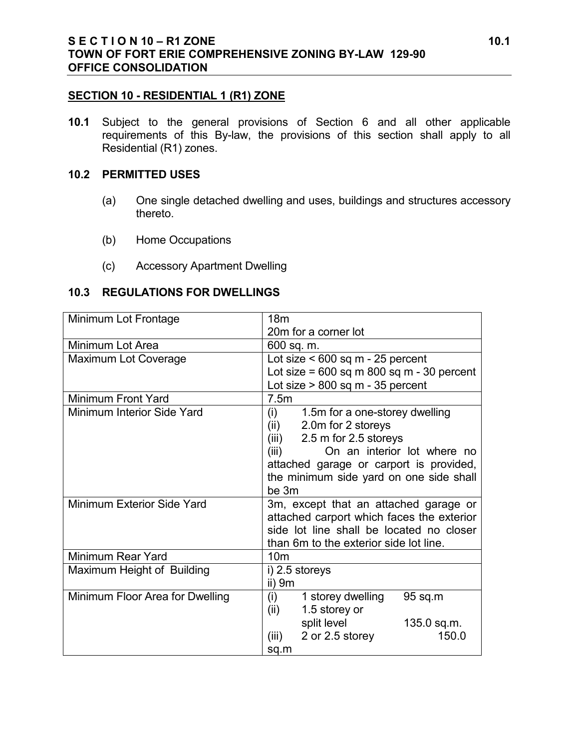## SECTION 10 - RESIDENTIAL 1 (R1) ZONE

**10.1** Subject to the general provisions of Section 6 and all other applicable requirements of this By-law, the provisions of this section shall apply to all Residential (R1) zones.

### 10.2 PERMITTED USES

(a) One single detached dwelling and uses, buildings and structures accessory thereto.

(b) Home Occupations

(c) Accessory Apartment Dwelling

### 10.3 REGULATIONS FOR DWELLINGS

| | |
|---|---|
| Minimum Lot Frontage | 18m<br>20m for a corner lot |
| Minimum Lot Area | 600 sq. m. |
| Maximum Lot Coverage | Lot size < 600 sq m - 25 percent<br>Lot size = 600 sq m 800 sq m - 30 percent<br>Lot size > 800 sq m - 35 percent |
| Minimum Front Yard | 7.5m |
| Minimum Interior Side Yard | (i) 1.5m for a one-storey dwelling<br>(ii) 2.0m for 2 storeys<br>(iii) 2.5 m for 2.5 storeys<br>(iii) On an interior lot where no attached garage or carport is provided, the minimum side yard on one side shall be 3m |
| Minimum Exterior Side Yard | 3m, except that an attached garage or attached carport which faces the exterior side lot line shall be located no closer than 6m to the exterior side lot line. |
| Minimum Rear Yard | 10m |
| Maximum Height of Building | i) 2.5 storeys<br>ii) 9m |
| Minimum Floor Area for Dwelling | (i) 1 storey dwelling 95 sq.m<br>(ii) 1.5 storey or split level 135.0 sq.m.<br>(iii) 2 or 2.5 storey 150.0 sq.m |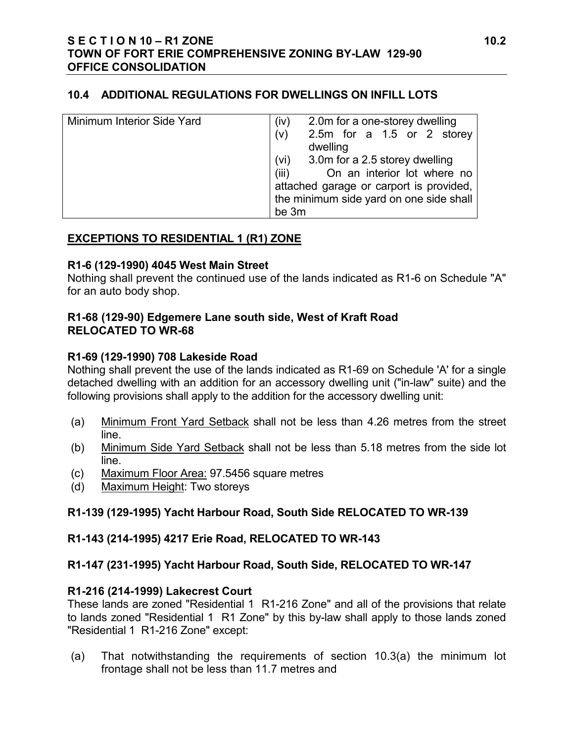## 10.4 ADDITIONAL REGULATIONS FOR DWELLINGS ON INFILL LOTS

| | |
|---|---|
| Minimum Interior Side Yard | (iv) 2.0m for a one-storey dwelling<br>(v) 2.5m for a 1.5 or 2 storey dwelling<br>(vi) 3.0m for a 2.5 storey dwelling<br>(iii) On an interior lot where no attached garage or carport is provided, the minimum side yard on one side shall be 3m |

## EXCEPTIONS TO RESIDENTIAL 1 (R1) ZONE

**R1-6 (129-1990) 4045 West Main Street**

Nothing shall prevent the continued use of the lands indicated as R1-6 on Schedule "A" for an auto body shop.

**R1-68 (129-90) Edgemere Lane south side, West of Kraft Road**
**RELOCATED TO WR-68**

**R1-69 (129-1990) 708 Lakeside Road**

Nothing shall prevent the use of the lands indicated as R1-69 on Schedule 'A' for a single detached dwelling with an addition for an accessory dwelling unit ("in-law" suite) and the following provisions shall apply to the addition for the accessory dwelling unit:

(a) Minimum Front Yard Setback shall not be less than 4.26 metres from the street line.
(b) Minimum Side Yard Setback shall not be less than 5.18 metres from the side lot line.
(c) Maximum Floor Area: 97.5456 square metres
(d) Maximum Height: Two storeys

**R1-139 (129-1995) Yacht Harbour Road, South Side RELOCATED TO WR-139**

**R1-143 (214-1995) 4217 Erie Road, RELOCATED TO WR-143**

**R1-147 (231-1995) Yacht Harbour Road, South Side, RELOCATED TO WR-147**

**R1-216 (214-1999) Lakecrest Court**

These lands are zoned "Residential 1 R1-216 Zone" and all of the provisions that relate to lands zoned "Residential 1 R1 Zone" by this by-law shall apply to those lands zoned "Residential 1 R1-216 Zone" except:

(a) That notwithstanding the requirements of section 10.3(a) the minimum lot frontage shall not be less than 11.7 metres and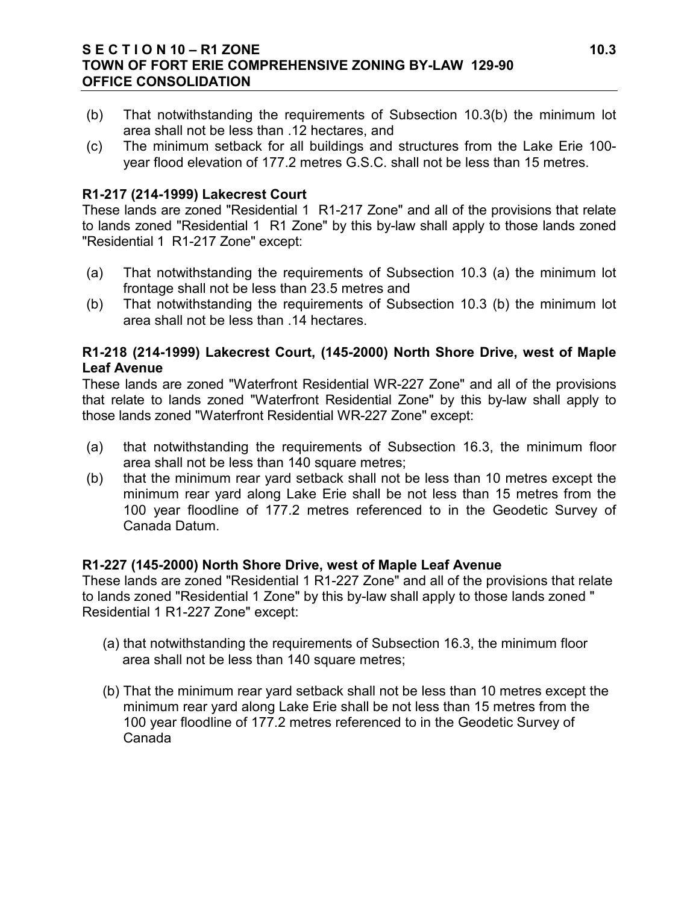(b) That notwithstanding the requirements of Subsection 10.3(b) the minimum lot area shall not be less than .12 hectares, and

(c) The minimum setback for all buildings and structures from the Lake Erie 100-year flood elevation of 177.2 metres G.S.C. shall not be less than 15 metres.

**R1-217 (214-1999) Lakecrest Court**

These lands are zoned "Residential 1 R1-217 Zone" and all of the provisions that relate to lands zoned "Residential 1 R1 Zone" by this by-law shall apply to those lands zoned "Residential 1 R1-217 Zone" except:

(a) That notwithstanding the requirements of Subsection 10.3 (a) the minimum lot frontage shall not be less than 23.5 metres and

(b) That notwithstanding the requirements of Subsection 10.3 (b) the minimum lot area shall not be less than .14 hectares.

**R1-218 (214-1999) Lakecrest Court, (145-2000) North Shore Drive, west of Maple Leaf Avenue**

These lands are zoned "Waterfront Residential WR-227 Zone" and all of the provisions that relate to lands zoned "Waterfront Residential Zone" by this by-law shall apply to those lands zoned "Waterfront Residential WR-227 Zone" except:

(a) that notwithstanding the requirements of Subsection 16.3, the minimum floor area shall not be less than 140 square metres;

(b) that the minimum rear yard setback shall not be less than 10 metres except the minimum rear yard along Lake Erie shall be not less than 15 metres from the 100 year floodline of 177.2 metres referenced to in the Geodetic Survey of Canada Datum.

**R1-227 (145-2000) North Shore Drive, west of Maple Leaf Avenue**

These lands are zoned "Residential 1 R1-227 Zone" and all of the provisions that relate to lands zoned "Residential 1 Zone" by this by-law shall apply to those lands zoned " Residential 1 R1-227 Zone" except:

(a) that notwithstanding the requirements of Subsection 16.3, the minimum floor area shall not be less than 140 square metres;

(b) That the minimum rear yard setback shall not be less than 10 metres except the minimum rear yard along Lake Erie shall be not less than 15 metres from the 100 year floodline of 177.2 metres referenced to in the Geodetic Survey of Canada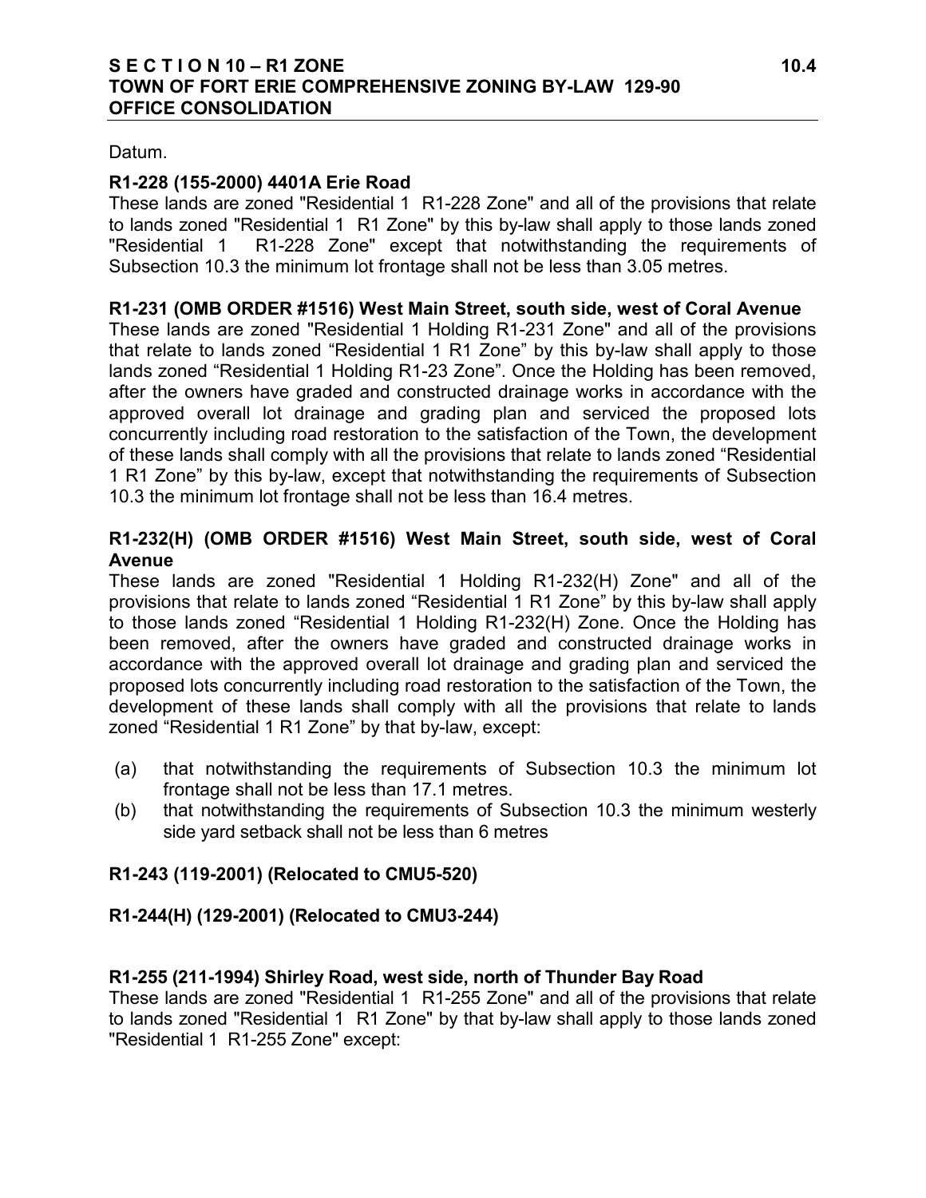Datum.

**R1-228 (155-2000) 4401A Erie Road**

These lands are zoned "Residential 1 R1-228 Zone" and all of the provisions that relate to lands zoned "Residential 1 R1 Zone" by this by-law shall apply to those lands zoned "Residential 1 R1-228 Zone" except that notwithstanding the requirements of Subsection 10.3 the minimum lot frontage shall not be less than 3.05 metres.

**R1-231 (OMB ORDER #1516) West Main Street, south side, west of Coral Avenue**

These lands are zoned "Residential 1 Holding R1-231 Zone" and all of the provisions that relate to lands zoned "Residential 1 R1 Zone" by this by-law shall apply to those lands zoned "Residential 1 Holding R1-23 Zone". Once the Holding has been removed, after the owners have graded and constructed drainage works in accordance with the approved overall lot drainage and grading plan and serviced the proposed lots concurrently including road restoration to the satisfaction of the Town, the development of these lands shall comply with all the provisions that relate to lands zoned "Residential 1 R1 Zone" by this by-law, except that notwithstanding the requirements of Subsection 10.3 the minimum lot frontage shall not be less than 16.4 metres.

**R1-232(H) (OMB ORDER #1516) West Main Street, south side, west of Coral Avenue**

These lands are zoned "Residential 1 Holding R1-232(H) Zone" and all of the provisions that relate to lands zoned "Residential 1 R1 Zone" by this by-law shall apply to those lands zoned "Residential 1 Holding R1-232(H) Zone. Once the Holding has been removed, after the owners have graded and constructed drainage works in accordance with the approved overall lot drainage and grading plan and serviced the proposed lots concurrently including road restoration to the satisfaction of the Town, the development of these lands shall comply with all the provisions that relate to lands zoned "Residential 1 R1 Zone" by that by-law, except:

(a) that notwithstanding the requirements of Subsection 10.3 the minimum lot frontage shall not be less than 17.1 metres.
(b) that notwithstanding the requirements of Subsection 10.3 the minimum westerly side yard setback shall not be less than 6 metres

**R1-243 (119-2001) (Relocated to CMU5-520)**

**R1-244(H) (129-2001) (Relocated to CMU3-244)**

**R1-255 (211-1994) Shirley Road, west side, north of Thunder Bay Road**

These lands are zoned "Residential 1 R1-255 Zone" and all of the provisions that relate to lands zoned "Residential 1 R1 Zone" by that by-law shall apply to those lands zoned "Residential 1 R1-255 Zone" except: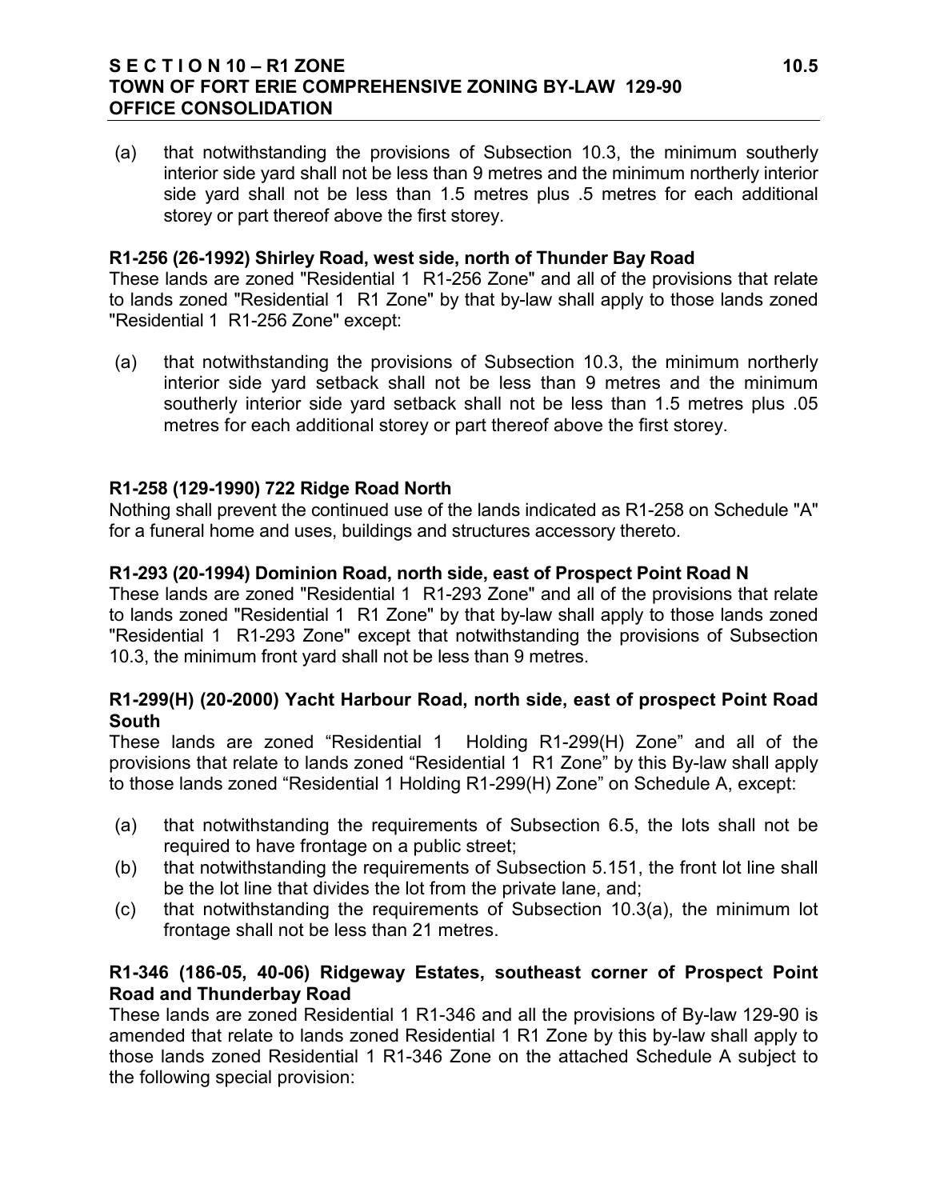(a) that notwithstanding the provisions of Subsection 10.3, the minimum southerly interior side yard shall not be less than 9 metres and the minimum northerly interior side yard shall not be less than 1.5 metres plus .5 metres for each additional storey or part thereof above the first storey.

**R1-256 (26-1992) Shirley Road, west side, north of Thunder Bay Road**

These lands are zoned "Residential 1 R1-256 Zone" and all of the provisions that relate to lands zoned "Residential 1 R1 Zone" by that by-law shall apply to those lands zoned "Residential 1 R1-256 Zone" except:

(a) that notwithstanding the provisions of Subsection 10.3, the minimum northerly interior side yard setback shall not be less than 9 metres and the minimum southerly interior side yard setback shall not be less than 1.5 metres plus .05 metres for each additional storey or part thereof above the first storey.

**R1-258 (129-1990) 722 Ridge Road North**

Nothing shall prevent the continued use of the lands indicated as R1-258 on Schedule "A" for a funeral home and uses, buildings and structures accessory thereto.

**R1-293 (20-1994) Dominion Road, north side, east of Prospect Point Road N**

These lands are zoned "Residential 1 R1-293 Zone" and all of the provisions that relate to lands zoned "Residential 1 R1 Zone" by that by-law shall apply to those lands zoned "Residential 1 R1-293 Zone" except that notwithstanding the provisions of Subsection 10.3, the minimum front yard shall not be less than 9 metres.

**R1-299(H) (20-2000) Yacht Harbour Road, north side, east of prospect Point Road South**

These lands are zoned "Residential 1 Holding R1-299(H) Zone" and all of the provisions that relate to lands zoned "Residential 1 R1 Zone" by this By-law shall apply to those lands zoned "Residential 1 Holding R1-299(H) Zone" on Schedule A, except:

(a) that notwithstanding the requirements of Subsection 6.5, the lots shall not be required to have frontage on a public street;
(b) that notwithstanding the requirements of Subsection 5.151, the front lot line shall be the lot line that divides the lot from the private lane, and;
(c) that notwithstanding the requirements of Subsection 10.3(a), the minimum lot frontage shall not be less than 21 metres.

**R1-346 (186-05, 40-06) Ridgeway Estates, southeast corner of Prospect Point Road and Thunderbay Road**

These lands are zoned Residential 1 R1-346 and all the provisions of By-law 129-90 is amended that relate to lands zoned Residential 1 R1 Zone by this by-law shall apply to those lands zoned Residential 1 R1-346 Zone on the attached Schedule A subject to the following special provision: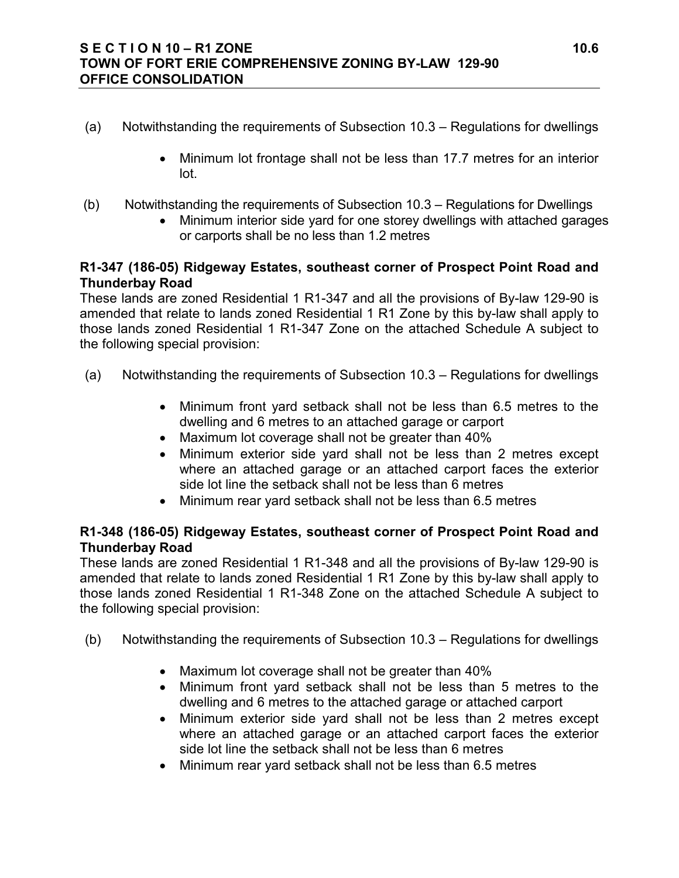(a) Notwithstanding the requirements of Subsection 10.3 – Regulations for dwellings

- Minimum lot frontage shall not be less than 17.7 metres for an interior lot.

(b) Notwithstanding the requirements of Subsection 10.3 – Regulations for Dwellings

- Minimum interior side yard for one storey dwellings with attached garages or carports shall be no less than 1.2 metres

**R1-347 (186-05) Ridgeway Estates, southeast corner of Prospect Point Road and Thunderbay Road**

These lands are zoned Residential 1 R1-347 and all the provisions of By-law 129-90 is amended that relate to lands zoned Residential 1 R1 Zone by this by-law shall apply to those lands zoned Residential 1 R1-347 Zone on the attached Schedule A subject to the following special provision:

(a) Notwithstanding the requirements of Subsection 10.3 – Regulations for dwellings

- Minimum front yard setback shall not be less than 6.5 metres to the dwelling and 6 metres to an attached garage or carport
- Maximum lot coverage shall not be greater than 40%
- Minimum exterior side yard shall not be less than 2 metres except where an attached garage or an attached carport faces the exterior side lot line the setback shall not be less than 6 metres
- Minimum rear yard setback shall not be less than 6.5 metres

**R1-348 (186-05) Ridgeway Estates, southeast corner of Prospect Point Road and Thunderbay Road**

These lands are zoned Residential 1 R1-348 and all the provisions of By-law 129-90 is amended that relate to lands zoned Residential 1 R1 Zone by this by-law shall apply to those lands zoned Residential 1 R1-348 Zone on the attached Schedule A subject to the following special provision:

(b) Notwithstanding the requirements of Subsection 10.3 – Regulations for dwellings

- Maximum lot coverage shall not be greater than 40%
- Minimum front yard setback shall not be less than 5 metres to the dwelling and 6 metres to the attached garage or attached carport
- Minimum exterior side yard shall not be less than 2 metres except where an attached garage or an attached carport faces the exterior side lot line the setback shall not be less than 6 metres
- Minimum rear yard setback shall not be less than 6.5 metres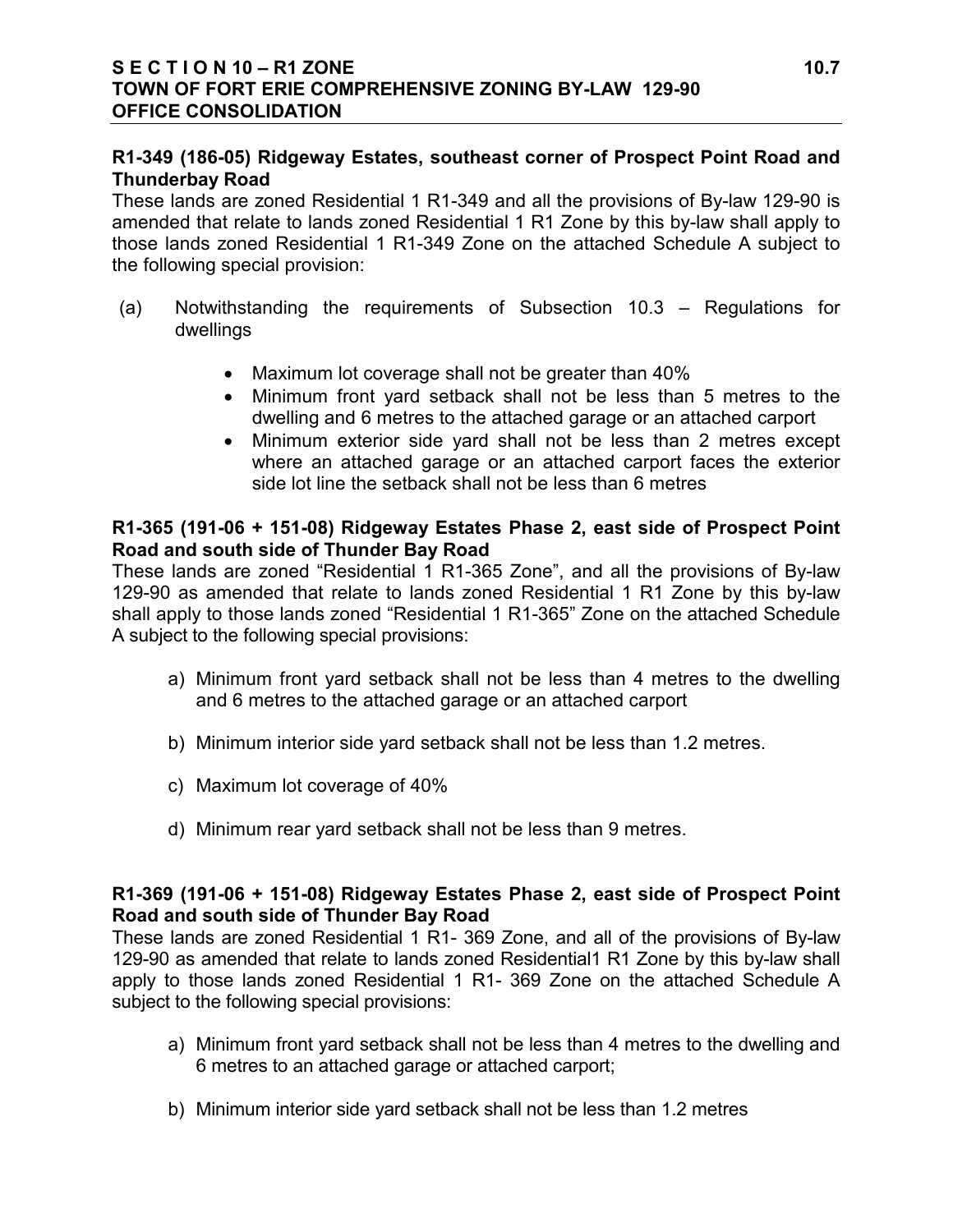**R1-349 (186-05) Ridgeway Estates, southeast corner of Prospect Point Road and Thunderbay Road**

These lands are zoned Residential 1 R1-349 and all the provisions of By-law 129-90 is amended that relate to lands zoned Residential 1 R1 Zone by this by-law shall apply to those lands zoned Residential 1 R1-349 Zone on the attached Schedule A subject to the following special provision:

(a) Notwithstanding the requirements of Subsection 10.3 – Regulations for dwellings

- Maximum lot coverage shall not be greater than 40%
- Minimum front yard setback shall not be less than 5 metres to the dwelling and 6 metres to the attached garage or an attached carport
- Minimum exterior side yard shall not be less than 2 metres except where an attached garage or an attached carport faces the exterior side lot line the setback shall not be less than 6 metres

**R1-365 (191-06 + 151-08) Ridgeway Estates Phase 2, east side of Prospect Point Road and south side of Thunder Bay Road**

These lands are zoned "Residential 1 R1-365 Zone", and all the provisions of By-law 129-90 as amended that relate to lands zoned Residential 1 R1 Zone by this by-law shall apply to those lands zoned "Residential 1 R1-365" Zone on the attached Schedule A subject to the following special provisions:

a) Minimum front yard setback shall not be less than 4 metres to the dwelling and 6 metres to the attached garage or an attached carport

b) Minimum interior side yard setback shall not be less than 1.2 metres.

c) Maximum lot coverage of 40%

d) Minimum rear yard setback shall not be less than 9 metres.

**R1-369 (191-06 + 151-08) Ridgeway Estates Phase 2, east side of Prospect Point Road and south side of Thunder Bay Road**

These lands are zoned Residential 1 R1- 369 Zone, and all of the provisions of By-law 129-90 as amended that relate to lands zoned Residential1 R1 Zone by this by-law shall apply to those lands zoned Residential 1 R1- 369 Zone on the attached Schedule A subject to the following special provisions:

a) Minimum front yard setback shall not be less than 4 metres to the dwelling and 6 metres to an attached garage or attached carport;

b) Minimum interior side yard setback shall not be less than 1.2 metres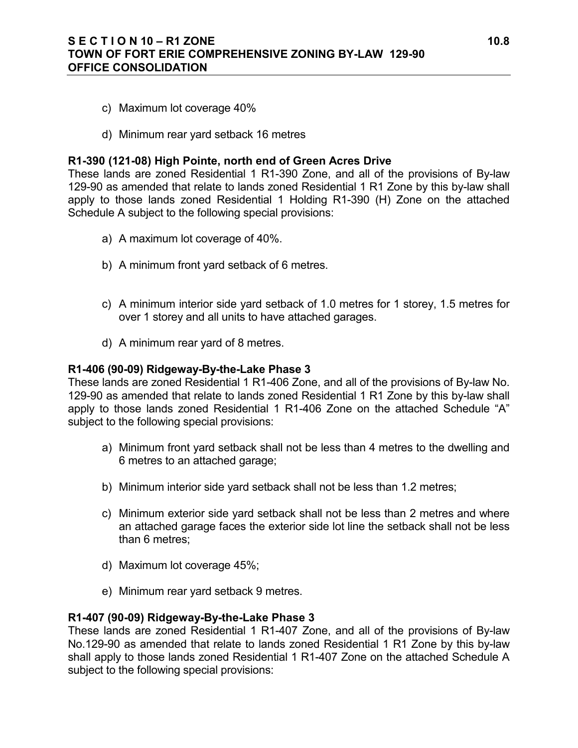c) Maximum lot coverage 40%

d) Minimum rear yard setback 16 metres

**R1-390 (121-08) High Pointe, north end of Green Acres Drive**

These lands are zoned Residential 1 R1-390 Zone, and all of the provisions of By-law 129-90 as amended that relate to lands zoned Residential 1 R1 Zone by this by-law shall apply to those lands zoned Residential 1 Holding R1-390 (H) Zone on the attached Schedule A subject to the following special provisions:

a) A maximum lot coverage of 40%.

b) A minimum front yard setback of 6 metres.

c) A minimum interior side yard setback of 1.0 metres for 1 storey, 1.5 metres for over 1 storey and all units to have attached garages.

d) A minimum rear yard of 8 metres.

**R1-406 (90-09) Ridgeway-By-the-Lake Phase 3**

These lands are zoned Residential 1 R1-406 Zone, and all of the provisions of By-law No. 129-90 as amended that relate to lands zoned Residential 1 R1 Zone by this by-law shall apply to those lands zoned Residential 1 R1-406 Zone on the attached Schedule "A" subject to the following special provisions:

a) Minimum front yard setback shall not be less than 4 metres to the dwelling and 6 metres to an attached garage;

b) Minimum interior side yard setback shall not be less than 1.2 metres;

c) Minimum exterior side yard setback shall not be less than 2 metres and where an attached garage faces the exterior side lot line the setback shall not be less than 6 metres;

d) Maximum lot coverage 45%;

e) Minimum rear yard setback 9 metres.

**R1-407 (90-09) Ridgeway-By-the-Lake Phase 3**

These lands are zoned Residential 1 R1-407 Zone, and all of the provisions of By-law No.129-90 as amended that relate to lands zoned Residential 1 R1 Zone by this by-law shall apply to those lands zoned Residential 1 R1-407 Zone on the attached Schedule A subject to the following special provisions: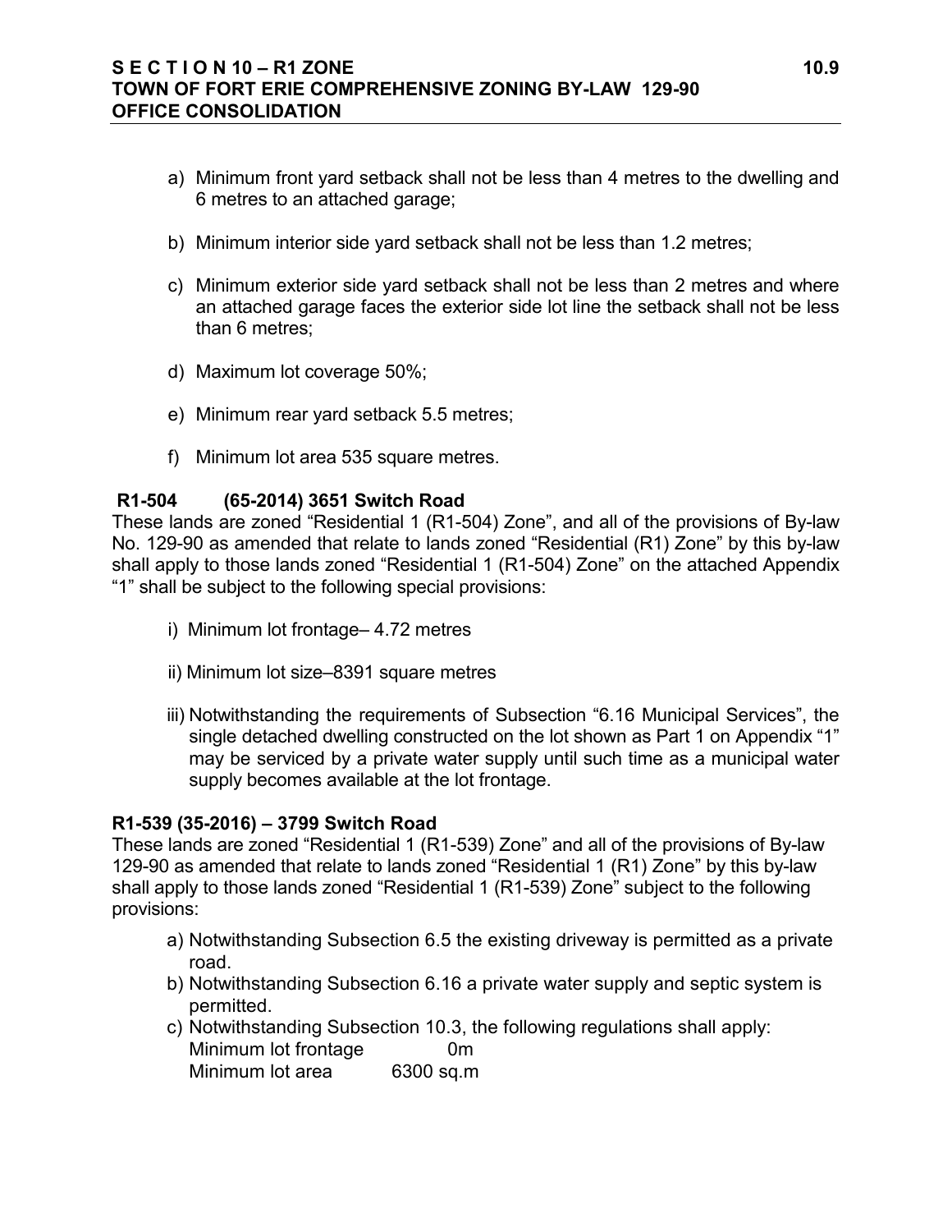a) Minimum front yard setback shall not be less than 4 metres to the dwelling and 6 metres to an attached garage;

b) Minimum interior side yard setback shall not be less than 1.2 metres;

c) Minimum exterior side yard setback shall not be less than 2 metres and where an attached garage faces the exterior side lot line the setback shall not be less than 6 metres;

d) Maximum lot coverage 50%;

e) Minimum rear yard setback 5.5 metres;

f) Minimum lot area 535 square metres.

**R1-504 (65-2014) 3651 Switch Road**

These lands are zoned "Residential 1 (R1-504) Zone", and all of the provisions of By-law No. 129-90 as amended that relate to lands zoned "Residential (R1) Zone" by this by-law shall apply to those lands zoned "Residential 1 (R1-504) Zone" on the attached Appendix "1" shall be subject to the following special provisions:

i) Minimum lot frontage– 4.72 metres

ii) Minimum lot size–8391 square metres

iii) Notwithstanding the requirements of Subsection "6.16 Municipal Services", the single detached dwelling constructed on the lot shown as Part 1 on Appendix "1" may be serviced by a private water supply until such time as a municipal water supply becomes available at the lot frontage.

**R1-539 (35-2016) – 3799 Switch Road**

These lands are zoned "Residential 1 (R1-539) Zone" and all of the provisions of By-law 129-90 as amended that relate to lands zoned "Residential 1 (R1) Zone" by this by-law shall apply to those lands zoned "Residential 1 (R1-539) Zone" subject to the following provisions:

a) Notwithstanding Subsection 6.5 the existing driveway is permitted as a private road.

b) Notwithstanding Subsection 6.16 a private water supply and septic system is permitted.

c) Notwithstanding Subsection 10.3, the following regulations shall apply:
   Minimum lot frontage 0m
   Minimum lot area 6300 sq.m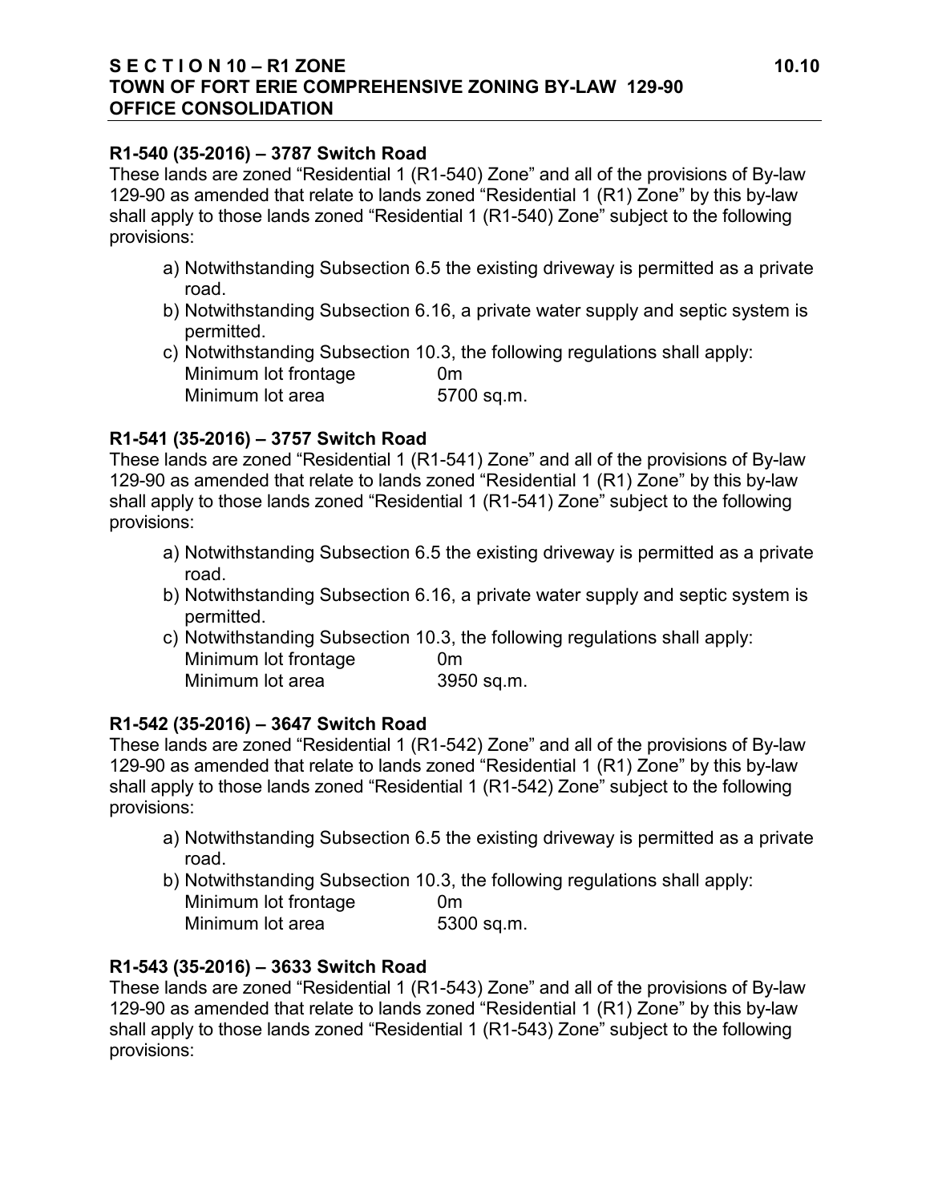**R1-540 (35-2016) – 3787 Switch Road**

These lands are zoned "Residential 1 (R1-540) Zone" and all of the provisions of By-law 129-90 as amended that relate to lands zoned "Residential 1 (R1) Zone" by this by-law shall apply to those lands zoned "Residential 1 (R1-540) Zone" subject to the following provisions:

a) Notwithstanding Subsection 6.5 the existing driveway is permitted as a private road.
b) Notwithstanding Subsection 6.16, a private water supply and septic system is permitted.
c) Notwithstanding Subsection 10.3, the following regulations shall apply:
   Minimum lot frontage 0m
   Minimum lot area 5700 sq.m.

**R1-541 (35-2016) – 3757 Switch Road**

These lands are zoned "Residential 1 (R1-541) Zone" and all of the provisions of By-law 129-90 as amended that relate to lands zoned "Residential 1 (R1) Zone" by this by-law shall apply to those lands zoned "Residential 1 (R1-541) Zone" subject to the following provisions:

a) Notwithstanding Subsection 6.5 the existing driveway is permitted as a private road.
b) Notwithstanding Subsection 6.16, a private water supply and septic system is permitted.
c) Notwithstanding Subsection 10.3, the following regulations shall apply:
   Minimum lot frontage 0m
   Minimum lot area 3950 sq.m.

**R1-542 (35-2016) – 3647 Switch Road**

These lands are zoned "Residential 1 (R1-542) Zone" and all of the provisions of By-law 129-90 as amended that relate to lands zoned "Residential 1 (R1) Zone" by this by-law shall apply to those lands zoned "Residential 1 (R1-542) Zone" subject to the following provisions:

a) Notwithstanding Subsection 6.5 the existing driveway is permitted as a private road.
b) Notwithstanding Subsection 10.3, the following regulations shall apply:
   Minimum lot frontage 0m
   Minimum lot area 5300 sq.m.

**R1-543 (35-2016) – 3633 Switch Road**

These lands are zoned "Residential 1 (R1-543) Zone" and all of the provisions of By-law 129-90 as amended that relate to lands zoned "Residential 1 (R1) Zone" by this by-law shall apply to those lands zoned "Residential 1 (R1-543) Zone" subject to the following provisions: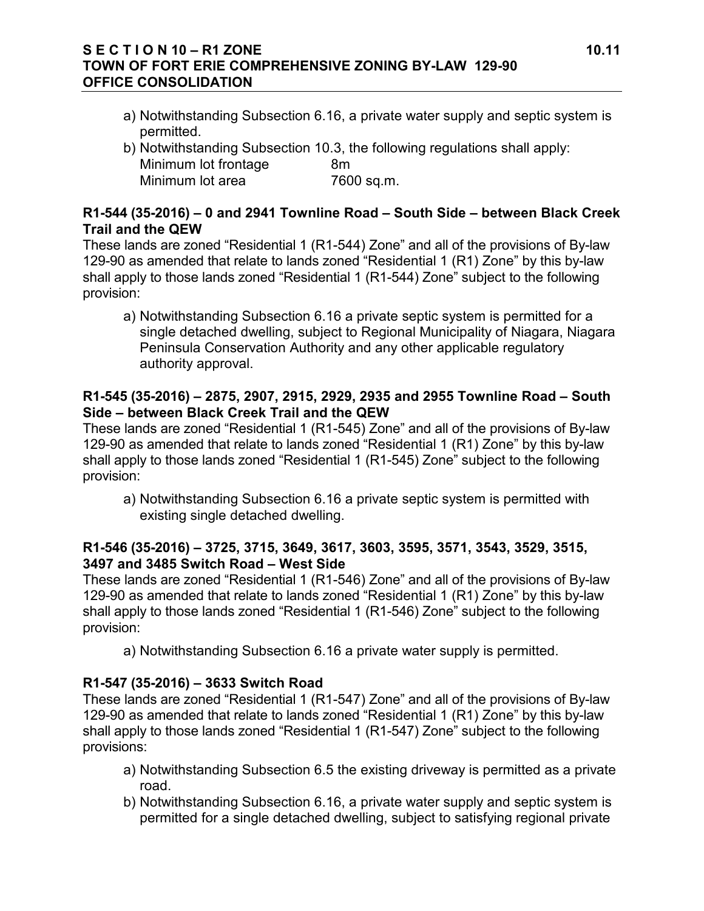a) Notwithstanding Subsection 6.16, a private water supply and septic system is permitted.
b) Notwithstanding Subsection 10.3, the following regulations shall apply:

| | |
|---|---|
| Minimum lot frontage | 8m |
| Minimum lot area | 7600 sq.m. |

**R1-544 (35-2016) – 0 and 2941 Townline Road – South Side – between Black Creek Trail and the QEW**

These lands are zoned "Residential 1 (R1-544) Zone" and all of the provisions of By-law 129-90 as amended that relate to lands zoned "Residential 1 (R1) Zone" by this by-law shall apply to those lands zoned "Residential 1 (R1-544) Zone" subject to the following provision:

a) Notwithstanding Subsection 6.16 a private septic system is permitted for a single detached dwelling, subject to Regional Municipality of Niagara, Niagara Peninsula Conservation Authority and any other applicable regulatory authority approval.

**R1-545 (35-2016) – 2875, 2907, 2915, 2929, 2935 and 2955 Townline Road – South Side – between Black Creek Trail and the QEW**

These lands are zoned "Residential 1 (R1-545) Zone" and all of the provisions of By-law 129-90 as amended that relate to lands zoned "Residential 1 (R1) Zone" by this by-law shall apply to those lands zoned "Residential 1 (R1-545) Zone" subject to the following provision:

a) Notwithstanding Subsection 6.16 a private septic system is permitted with existing single detached dwelling.

**R1-546 (35-2016) – 3725, 3715, 3649, 3617, 3603, 3595, 3571, 3543, 3529, 3515, 3497 and 3485 Switch Road – West Side**

These lands are zoned "Residential 1 (R1-546) Zone" and all of the provisions of By-law 129-90 as amended that relate to lands zoned "Residential 1 (R1) Zone" by this by-law shall apply to those lands zoned "Residential 1 (R1-546) Zone" subject to the following provision:

a) Notwithstanding Subsection 6.16 a private water supply is permitted.

**R1-547 (35-2016) – 3633 Switch Road**

These lands are zoned "Residential 1 (R1-547) Zone" and all of the provisions of By-law 129-90 as amended that relate to lands zoned "Residential 1 (R1) Zone" by this by-law shall apply to those lands zoned "Residential 1 (R1-547) Zone" subject to the following provisions:

a) Notwithstanding Subsection 6.5 the existing driveway is permitted as a private road.
b) Notwithstanding Subsection 6.16, a private water supply and septic system is permitted for a single detached dwelling, subject to satisfying regional private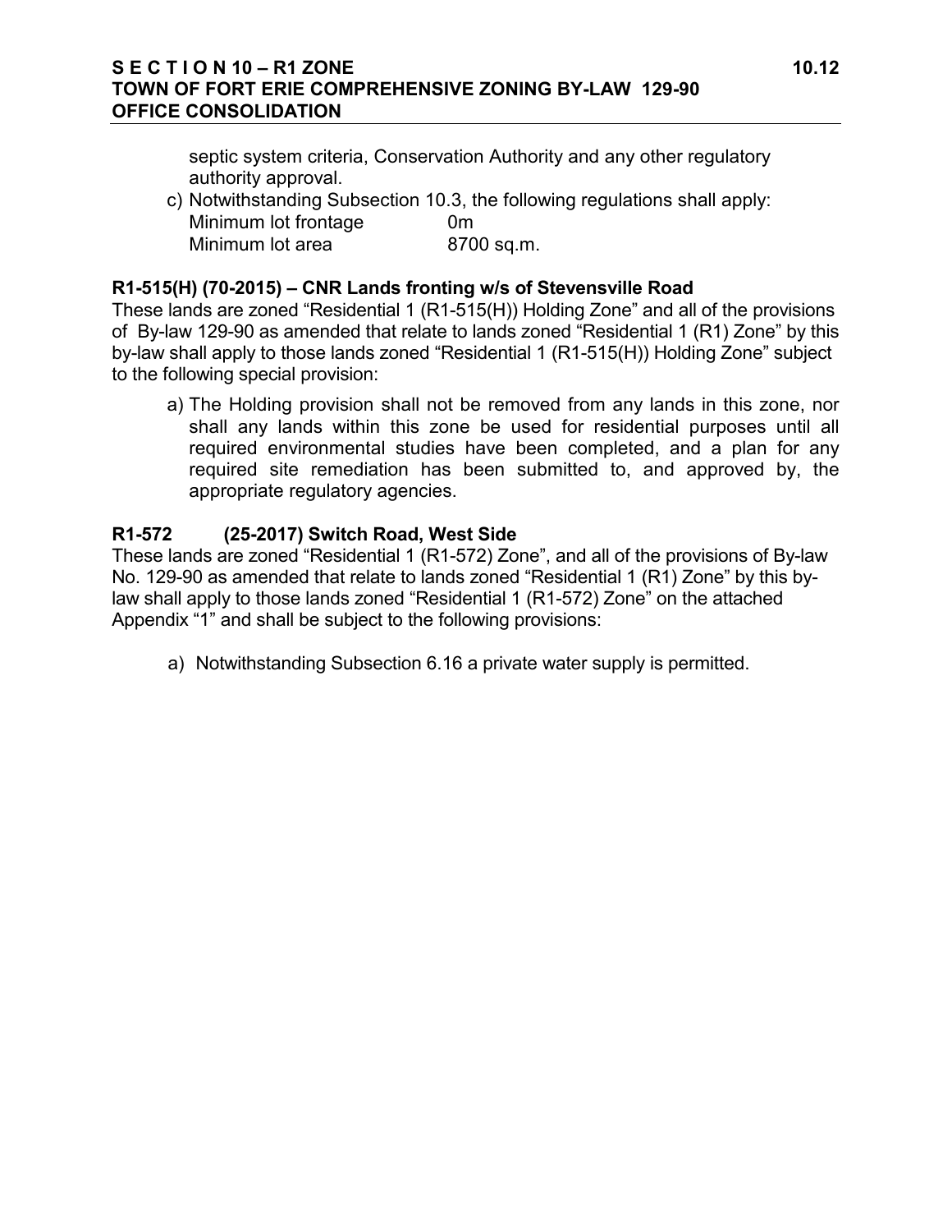septic system criteria, Conservation Authority and any other regulatory authority approval.

c) Notwithstanding Subsection 10.3, the following regulations shall apply:

| | |
|---|---|
| Minimum lot frontage | 0m |
| Minimum lot area | 8700 sq.m. |

**R1-515(H) (70-2015) – CNR Lands fronting w/s of Stevensville Road**

These lands are zoned "Residential 1 (R1-515(H)) Holding Zone" and all of the provisions of By-law 129-90 as amended that relate to lands zoned "Residential 1 (R1) Zone" by this by-law shall apply to those lands zoned "Residential 1 (R1-515(H)) Holding Zone" subject to the following special provision:

a) The Holding provision shall not be removed from any lands in this zone, nor shall any lands within this zone be used for residential purposes until all required environmental studies have been completed, and a plan for any required site remediation has been submitted to, and approved by, the appropriate regulatory agencies.

**R1-572 (25-2017) Switch Road, West Side**

These lands are zoned "Residential 1 (R1-572) Zone", and all of the provisions of By-law No. 129-90 as amended that relate to lands zoned "Residential 1 (R1) Zone" by this by-law shall apply to those lands zoned "Residential 1 (R1-572) Zone" on the attached Appendix "1" and shall be subject to the following provisions:

a) Notwithstanding Subsection 6.16 a private water supply is permitted.